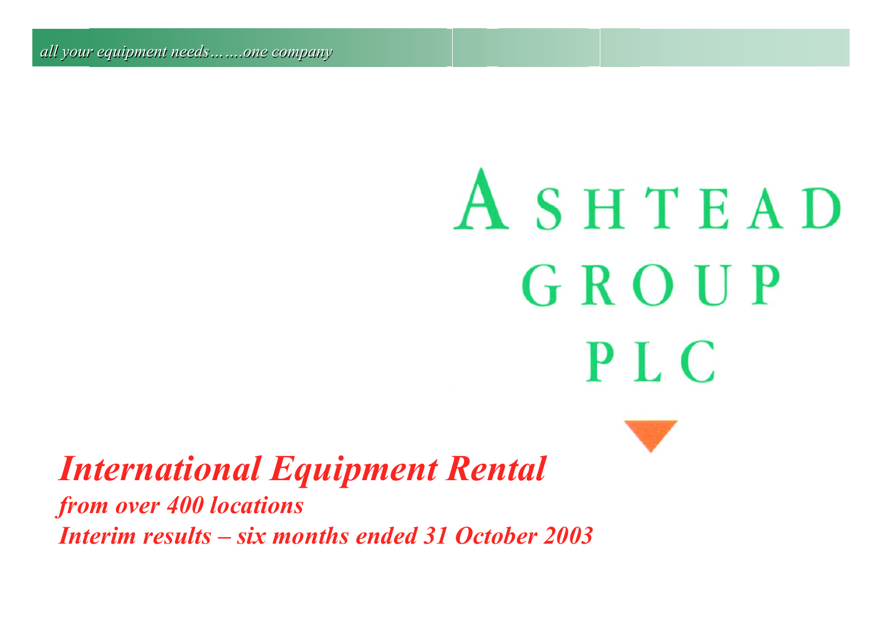*all your equipment needs…….one company*

# ASHTEAD GROUP PLC

## *International Equipment Rental*

***from over 400 locations***

***Interim results – six months ended 31 October 2003***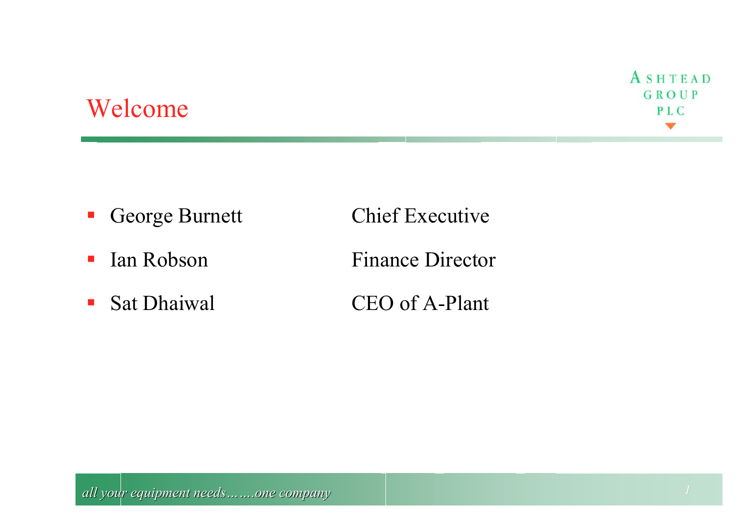# Welcome

- George Burnett — Chief Executive
- Ian Robson — Finance Director
- Sat Dhaiwal — CEO of A-Plant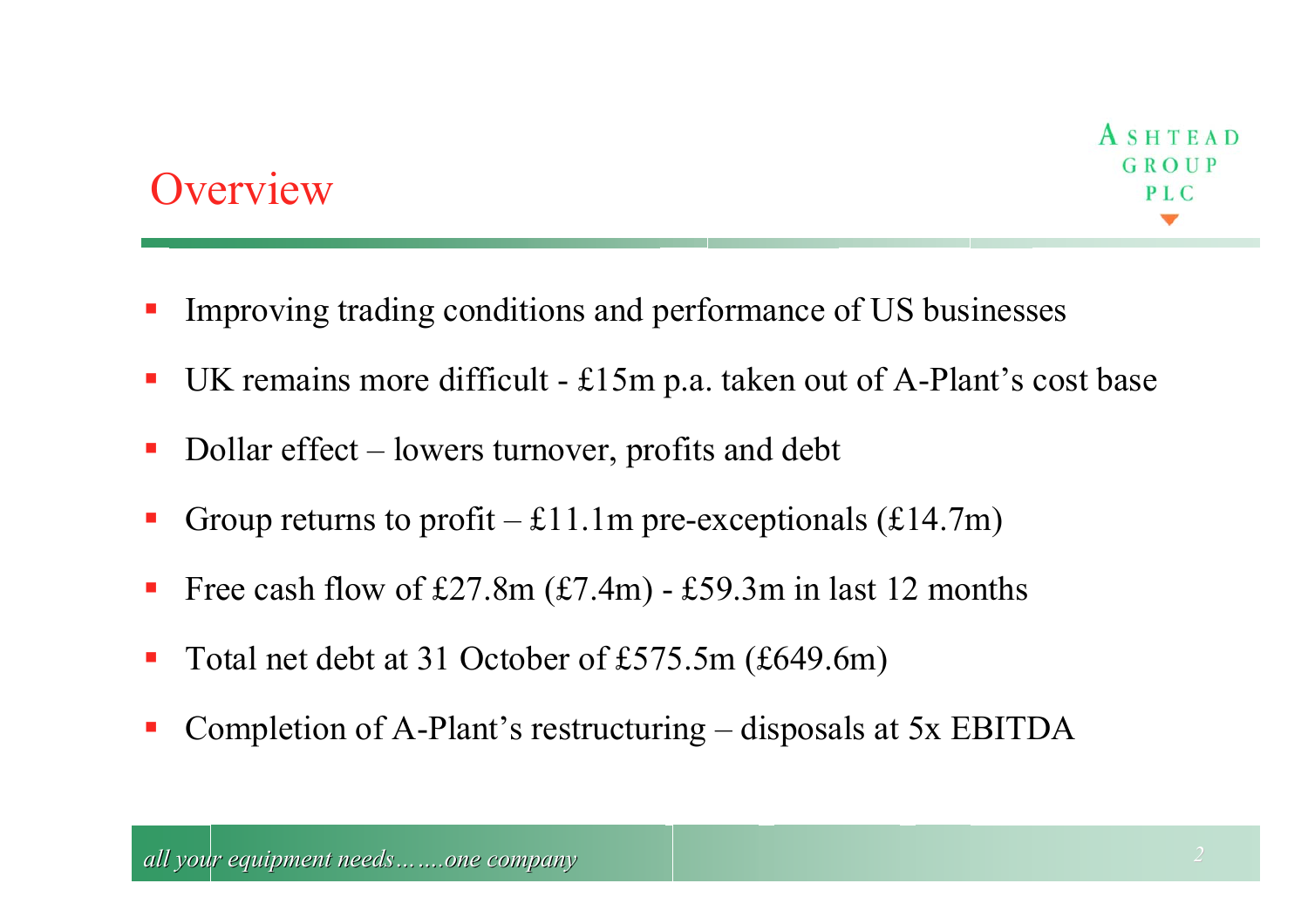# Overview

- Improving trading conditions and performance of US businesses
- UK remains more difficult - £15m p.a. taken out of A-Plant's cost base
- Dollar effect – lowers turnover, profits and debt
- Group returns to profit – £11.1m pre-exceptionals (£14.7m)
- Free cash flow of £27.8m (£7.4m) - £59.3m in last 12 months
- Total net debt at 31 October of £575.5m (£649.6m)
- Completion of A-Plant's restructuring – disposals at 5x EBITDA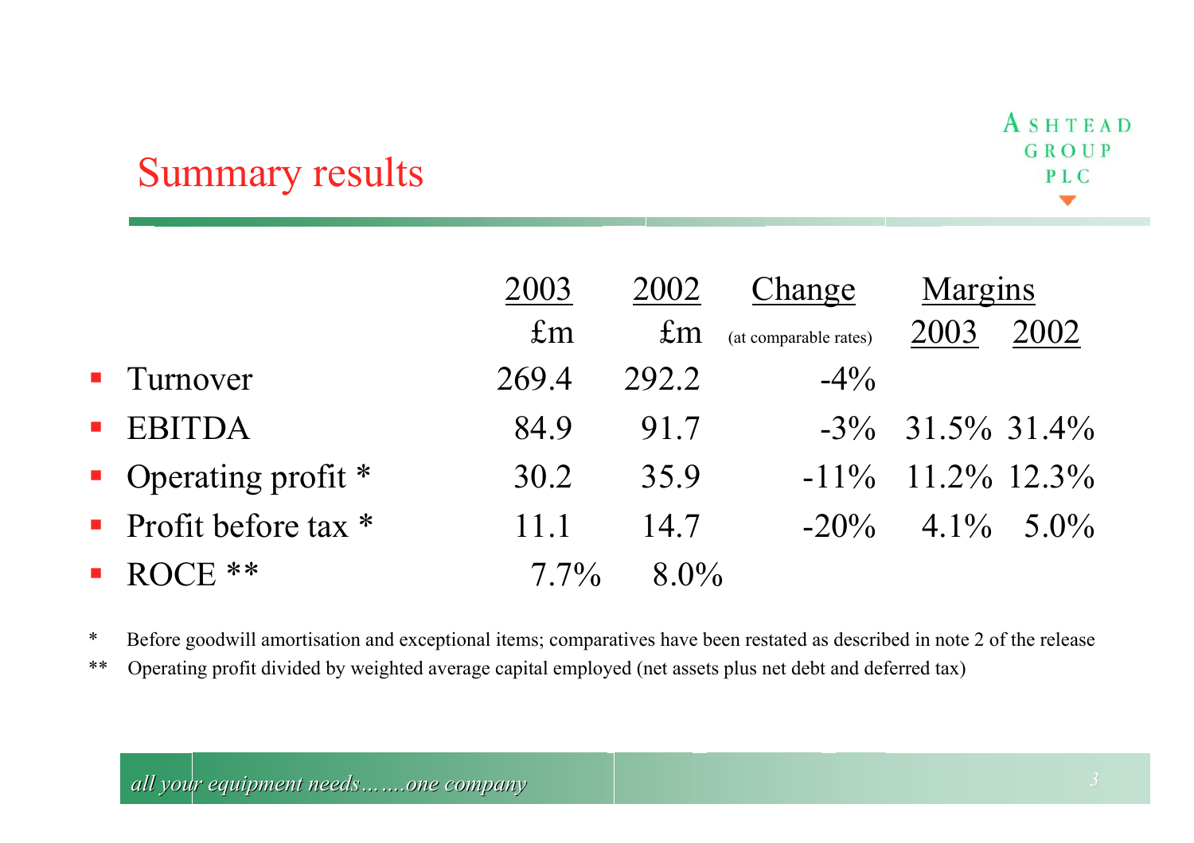# Summary results

| | 2003 | 2002 | Change | Margins | |
|---|---|---|---|---|---|
| | £m | £m | (at comparable rates) | 2003 | 2002 |
| Turnover | 269.4 | 292.2 | -4% | | |
| EBITDA | 84.9 | 91.7 | -3% | 31.5% | 31.4% |
| Operating profit * | 30.2 | 35.9 | -11% | 11.2% | 12.3% |
| Profit before tax * | 11.1 | 14.7 | -20% | 4.1% | 5.0% |
| ROCE ** | 7.7% | 8.0% | | | |

\* Before goodwill amortisation and exceptional items; comparatives have been restated as described in note 2 of the release

** Operating profit divided by weighted average capital employed (net assets plus net debt and deferred tax)

*all your equipment needs…….one company*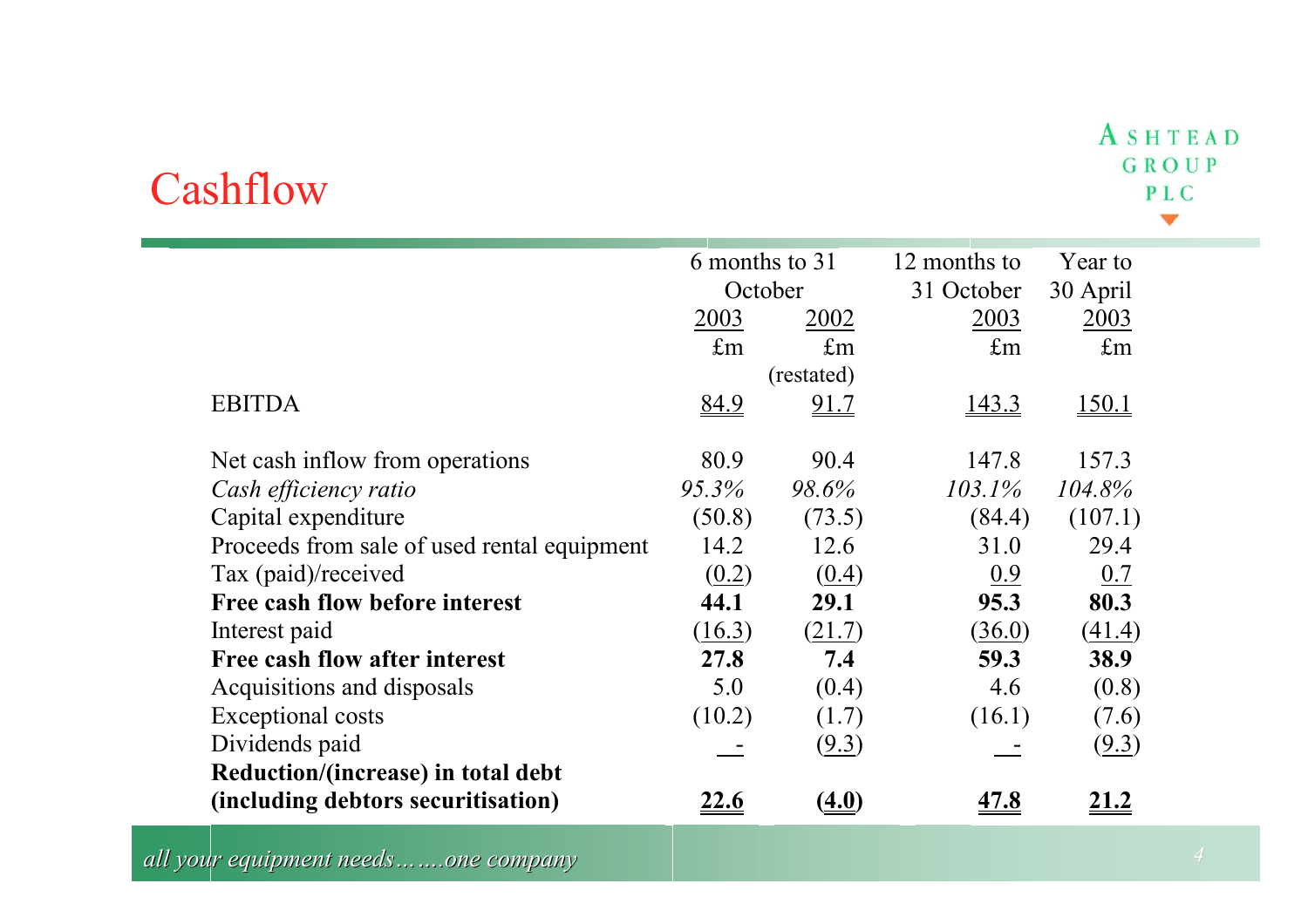# Cashflow

| | 6 months to 31 October | | 12 months to 31 October | Year to 30 April |
|---|---|---|---|---|
| | 2003 | 2002 | 2003 | 2003 |
| | £m | £m (restated) | £m | £m |
| EBITDA | 84.9 | 91.7 | 143.3 | 150.1 |
| | | | | |
| Net cash inflow from operations | 80.9 | 90.4 | 147.8 | 157.3 |
| *Cash efficiency ratio* | *95.3%* | *98.6%* | *103.1%* | *104.8%* |
| Capital expenditure | (50.8) | (73.5) | (84.4) | (107.1) |
| Proceeds from sale of used rental equipment | 14.2 | 12.6 | 31.0 | 29.4 |
| Tax (paid)/received | (0.2) | (0.4) | 0.9 | 0.7 |
| **Free cash flow before interest** | **44.1** | **29.1** | **95.3** | **80.3** |
| Interest paid | (16.3) | (21.7) | (36.0) | (41.4) |
| **Free cash flow after interest** | **27.8** | **7.4** | **59.3** | **38.9** |
| Acquisitions and disposals | 5.0 | (0.4) | 4.6 | (0.8) |
| Exceptional costs | (10.2) | (1.7) | (16.1) | (7.6) |
| Dividends paid | - | (9.3) | - | (9.3) |
| **Reduction/(increase) in total debt (including debtors securitisation)** | **22.6** | **(4.0)** | **47.8** | **21.2** |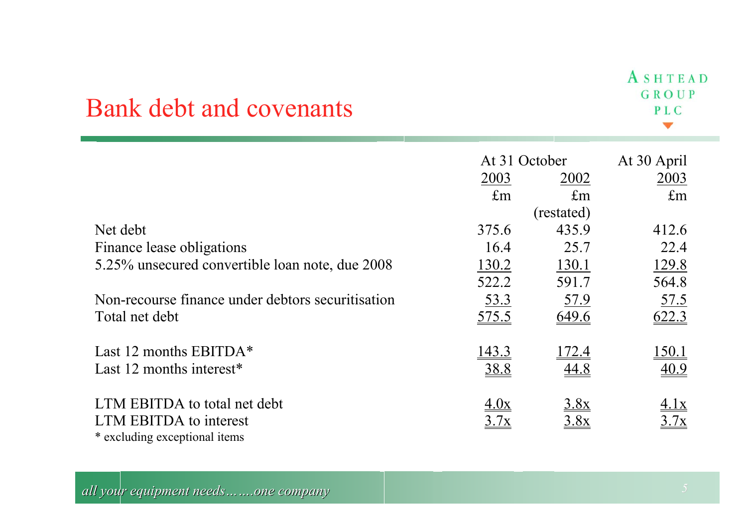# Bank debt and covenants

| | At 31 October 2003 £m | At 31 October 2002 £m (restated) | At 30 April 2003 £m |
|---|---|---|---|
| Net debt | 375.6 | 435.9 | 412.6 |
| Finance lease obligations | 16.4 | 25.7 | 22.4 |
| 5.25% unsecured convertible loan note, due 2008 | 130.2 | 130.1 | 129.8 |
| | 522.2 | 591.7 | 564.8 |
| Non-recourse finance under debtors securitisation | 53.3 | 57.9 | 57.5 |
| Total net debt | 575.5 | 649.6 | 622.3 |
| Last 12 months EBITDA* | 143.3 | 172.4 | 150.1 |
| Last 12 months interest* | 38.8 | 44.8 | 40.9 |
| LTM EBITDA to total net debt | 4.0x | 3.8x | 4.1x |
| LTM EBITDA to interest | 3.7x | 3.8x | 3.7x |

\* excluding exceptional items

*all your equipment needs…….one company*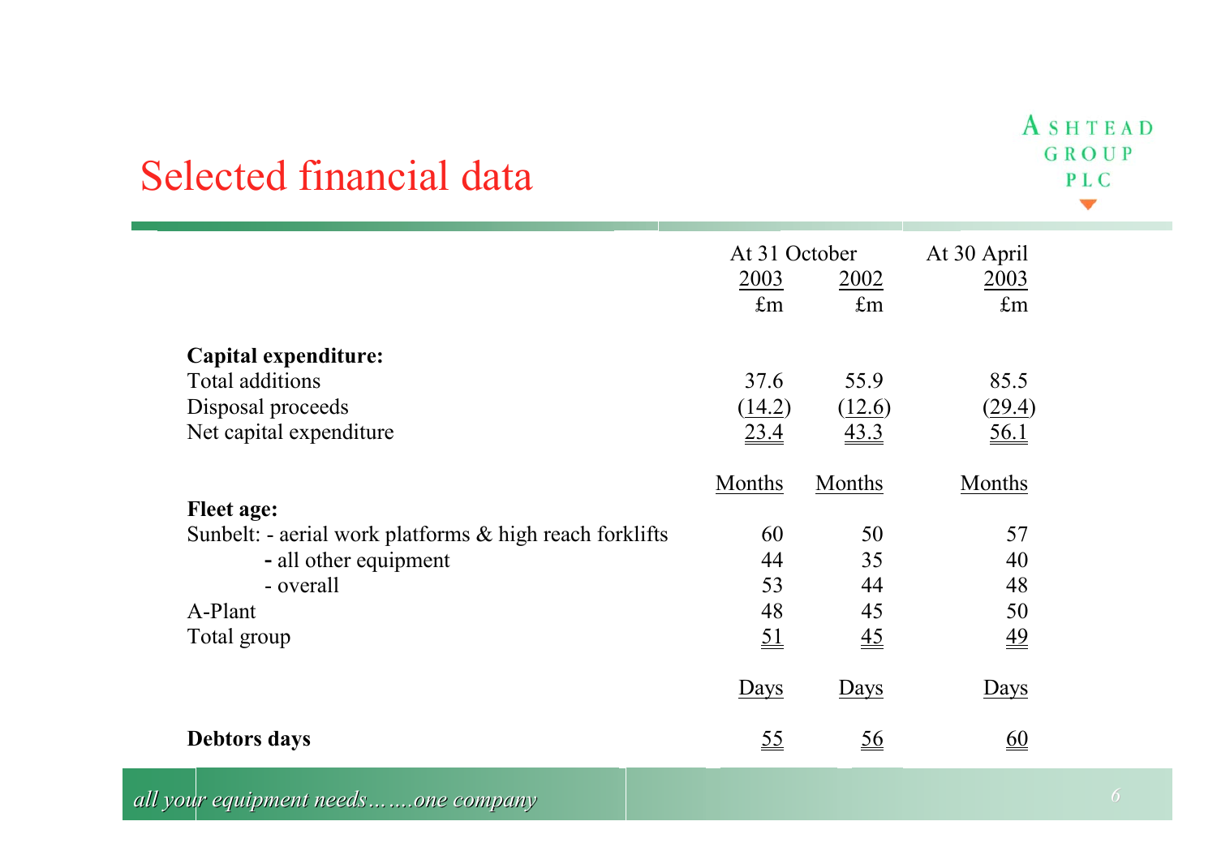# Selected financial data

| | At 31 October 2003 | At 31 October 2002 | At 30 April 2003 |
|---|---|---|---|
| | £m | £m | £m |
| **Capital expenditure:** | | | |
| Total additions | 37.6 | 55.9 | 85.5 |
| Disposal proceeds | (14.2) | (12.6) | (29.4) |
| Net capital expenditure | 23.4 | 43.3 | 56.1 |
| | Months | Months | Months |
| **Fleet age:** | | | |
| Sunbelt: - aerial work platforms & high reach forklifts | 60 | 50 | 57 |
| - all other equipment | 44 | 35 | 40 |
| - overall | 53 | 44 | 48 |
| A-Plant | 48 | 45 | 50 |
| Total group | 51 | 45 | 49 |
| | Days | Days | Days |
| **Debtors days** | 55 | 56 | 60 |

*all your equipment needs…….one company*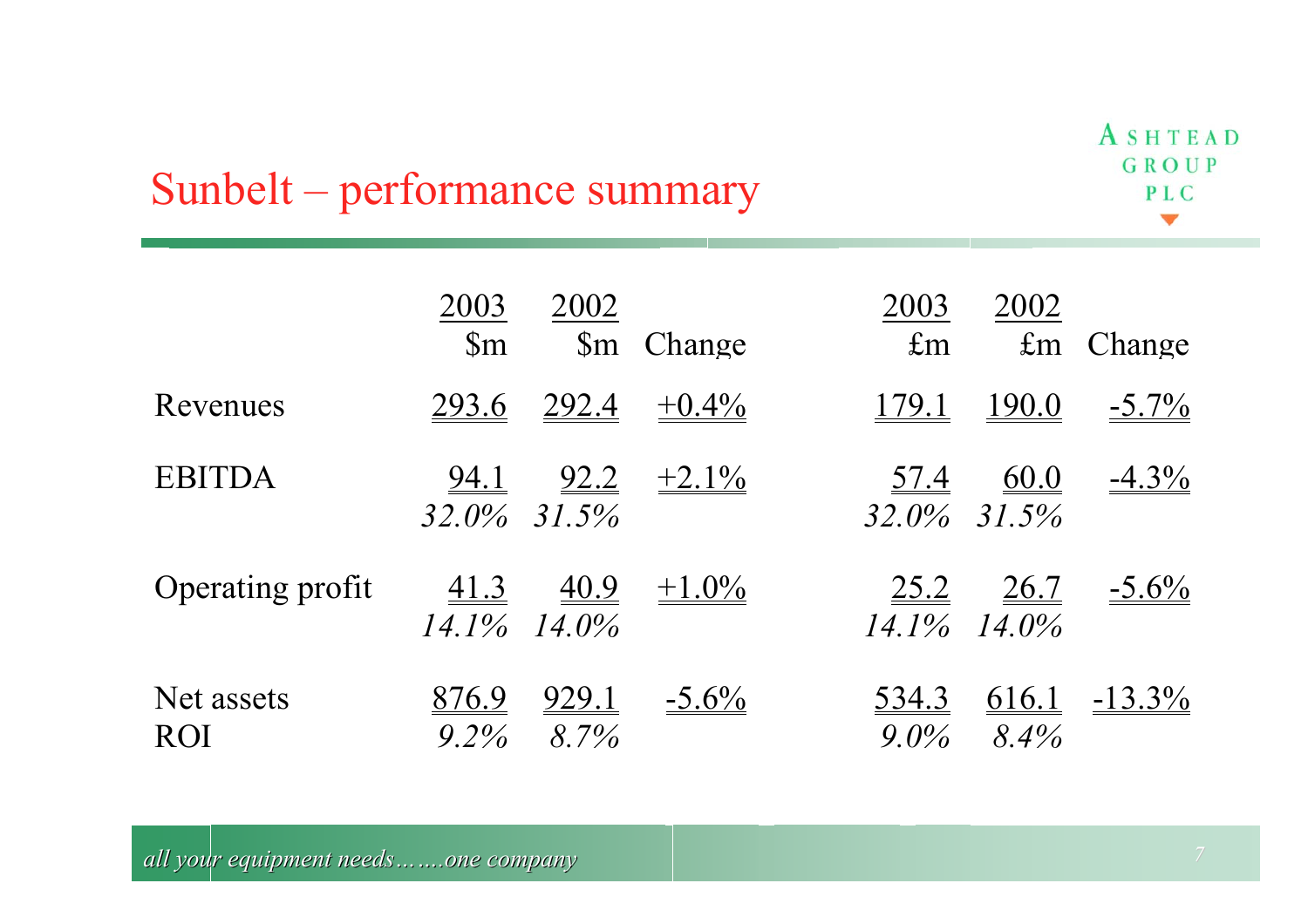# Sunbelt – performance summary

| | 2003 $m | 2002 $m | Change | 2003 £m | 2002 £m | Change |
|---|---|---|---|---|---|---|
| Revenues | 293.6 | 292.4 | +0.4% | 179.1 | 190.0 | -5.7% |
| EBITDA | 94.1 | 92.2 | +2.1% | 57.4 | 60.0 | -4.3% |
| | *32.0%* | *31.5%* | | *32.0%* | *31.5%* | |
| Operating profit | 41.3 | 40.9 | +1.0% | 25.2 | 26.7 | -5.6% |
| | *14.1%* | *14.0%* | | *14.1%* | *14.0%* | |
| Net assets | 876.9 | 929.1 | -5.6% | 534.3 | 616.1 | -13.3% |
| ROI | *9.2%* | *8.7%* | | *9.0%* | *8.4%* | |

*all your equipment needs…….one company*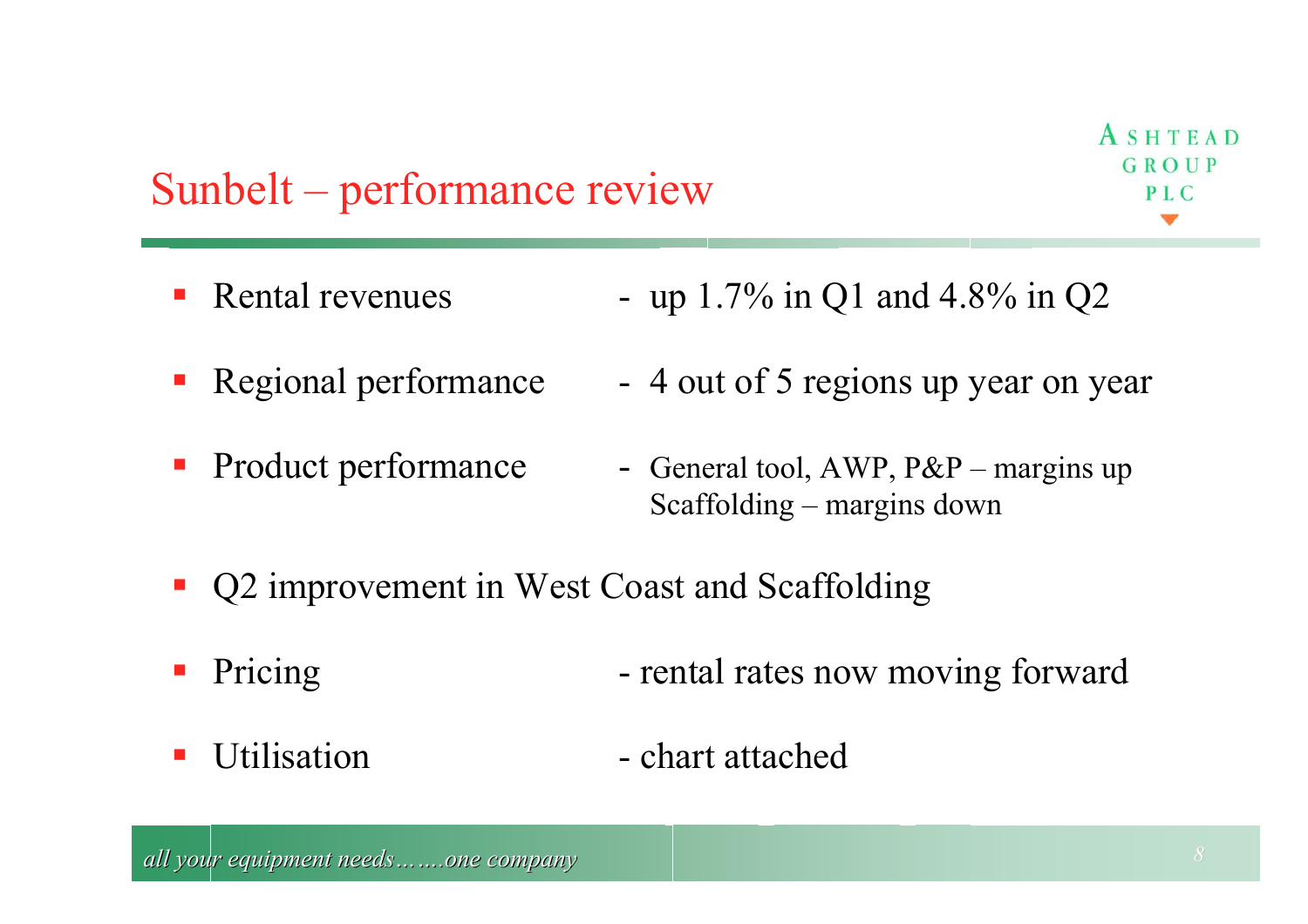## Sunbelt – performance review

- Rental revenues - up 1.7% in Q1 and 4.8% in Q2
- Regional performance - 4 out of 5 regions up year on year
- Product performance - General tool, AWP, P&P – margins up; Scaffolding – margins down
- Q2 improvement in West Coast and Scaffolding
- Pricing - rental rates now moving forward
- Utilisation - chart attached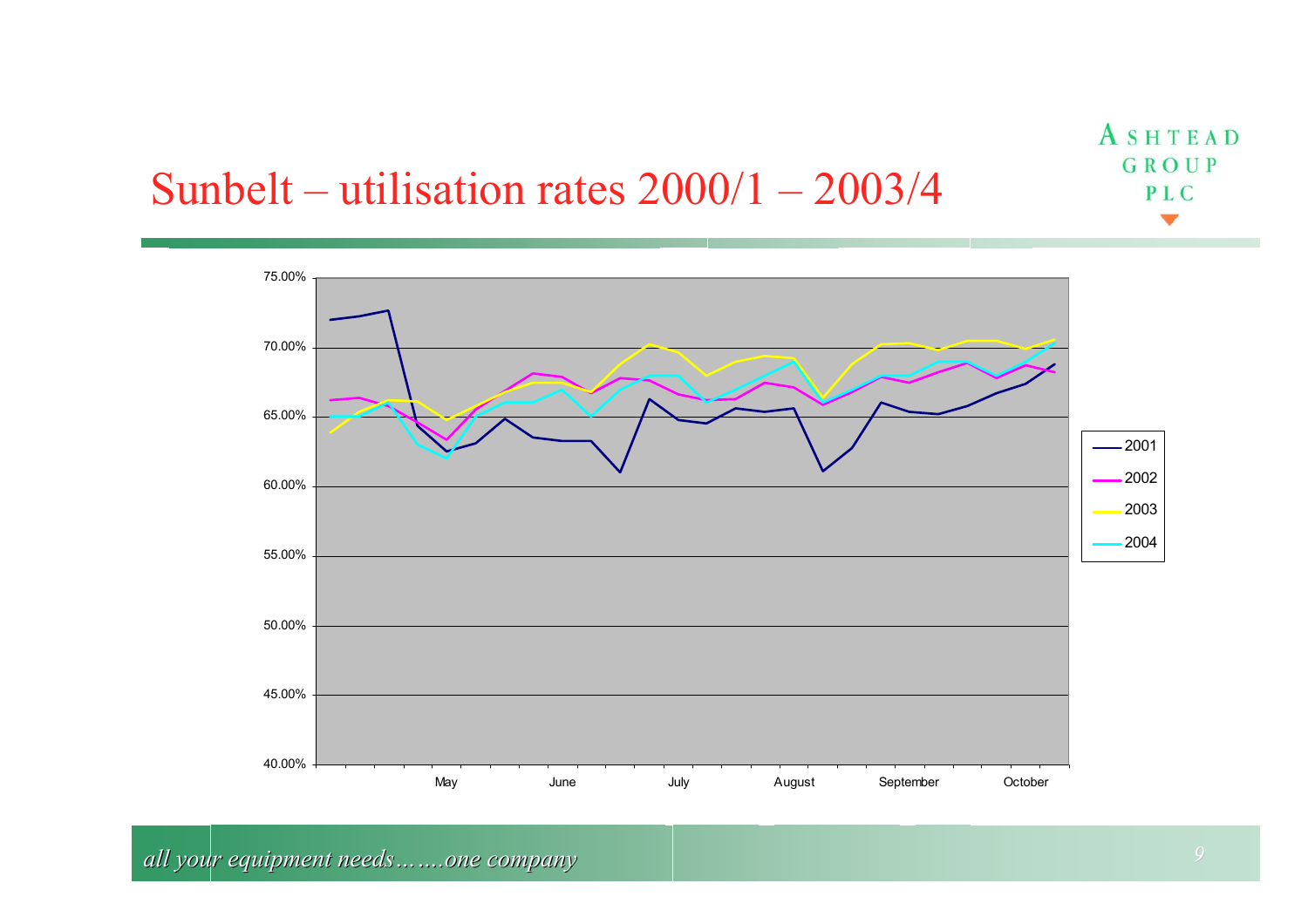# Sunbelt – utilisation rates 2000/1 – 2003/4

75.00%
70.00%
65.00%
60.00%
55.00%
50.00%
45.00%
40.00%

May
June
July
August
September
October

2001
2002
2003
2004

*all your equipment needs…….one company*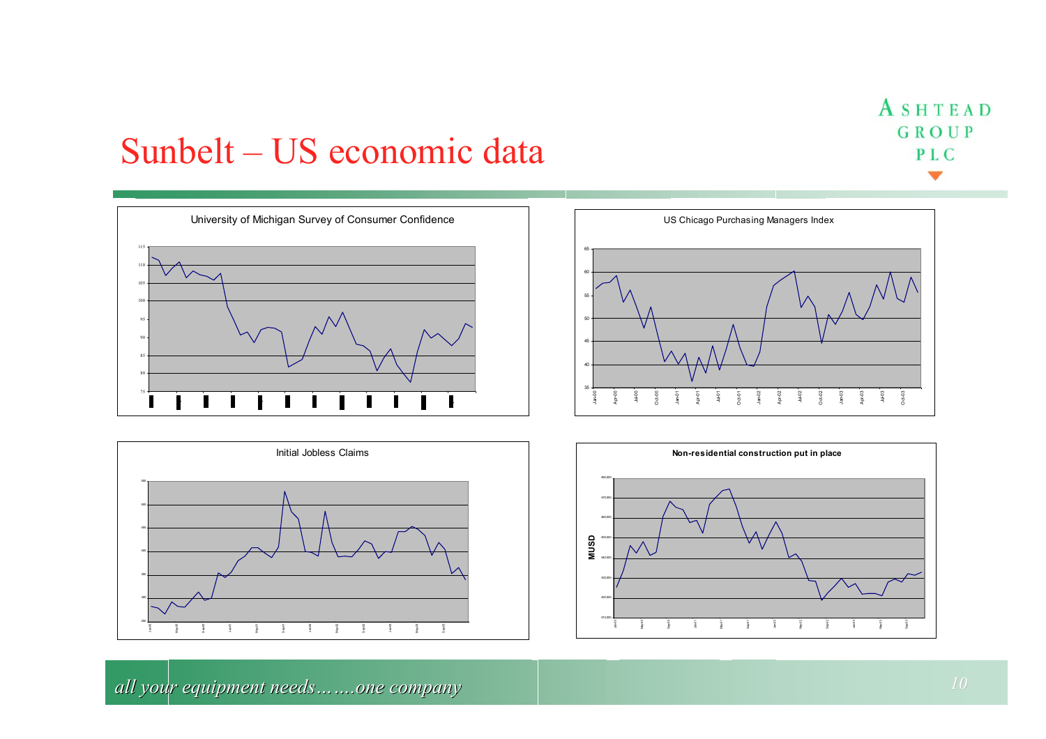# Sunbelt – US economic data

University of Michigan Survey of Consumer Confidence

115
110
105
100
95
90
85
80
75

US Chicago Purchasing Managers Index

65
60
55
50
45
40
35

Jan-00 Apr-00 Jul-00 Oct-00 Jan-01 Apr-01 Jul-01 Oct-01 Jan-02 Apr-02 Jul-02 Oct-02 Jan-03 Apr-03 Jul-03 Oct-03

Initial Jobless Claims

Non-residential construction put in place

MUSD

*all your equipment needs…….one company*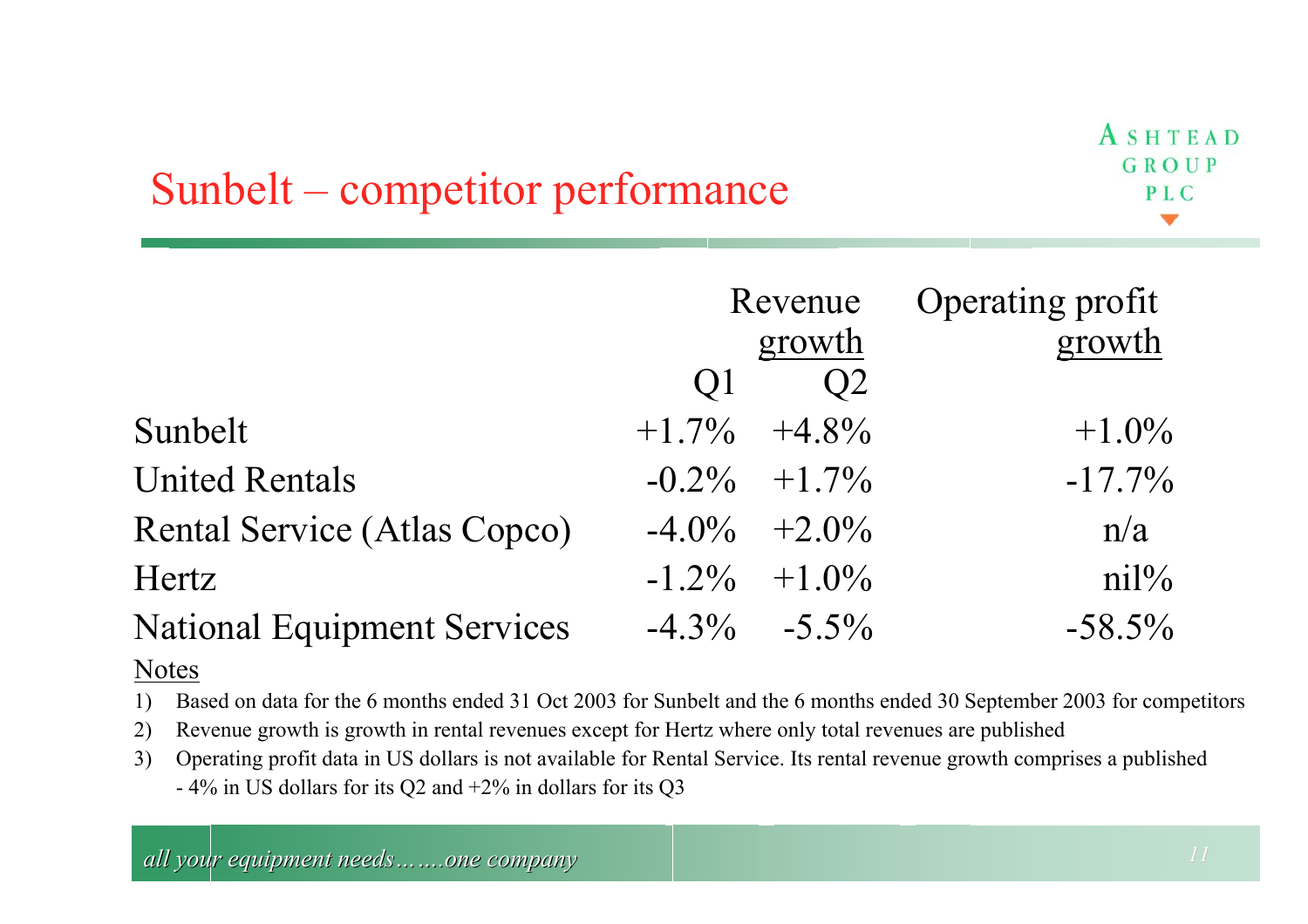# Sunbelt – competitor performance

| | Revenue growth Q1 | Revenue growth Q2 | Operating profit growth |
|---|---|---|---|
| Sunbelt | +1.7% | +4.8% | +1.0% |
| United Rentals | -0.2% | +1.7% | -17.7% |
| Rental Service (Atlas Copco) | -4.0% | +2.0% | n/a |
| Hertz | -1.2% | +1.0% | nil% |
| National Equipment Services | -4.3% | -5.5% | -58.5% |

Notes

1) Based on data for the 6 months ended 31 Oct 2003 for Sunbelt and the 6 months ended 30 September 2003 for competitors
2) Revenue growth is growth in rental revenues except for Hertz where only total revenues are published
3) Operating profit data in US dollars is not available for Rental Service. Its rental revenue growth comprises a published - 4% in US dollars for its Q2 and +2% in dollars for its Q3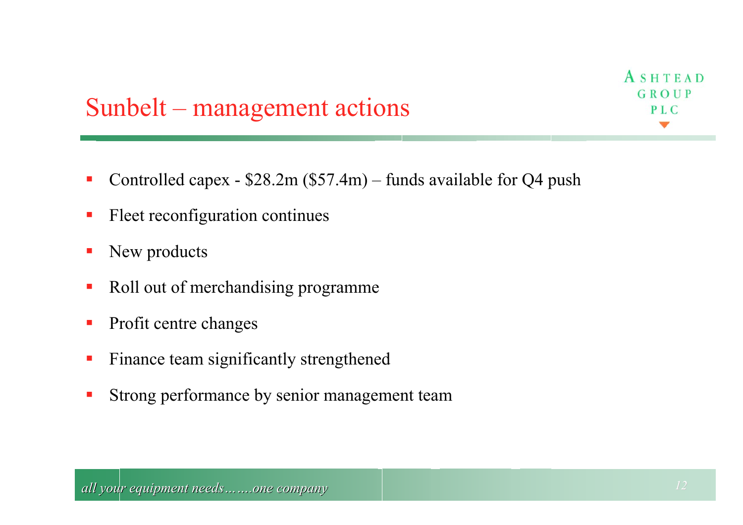# Sunbelt – management actions

- Controlled capex - $28.2m ($57.4m) – funds available for Q4 push
- Fleet reconfiguration continues
- New products
- Roll out of merchandising programme
- Profit centre changes
- Finance team significantly strengthened
- Strong performance by senior management team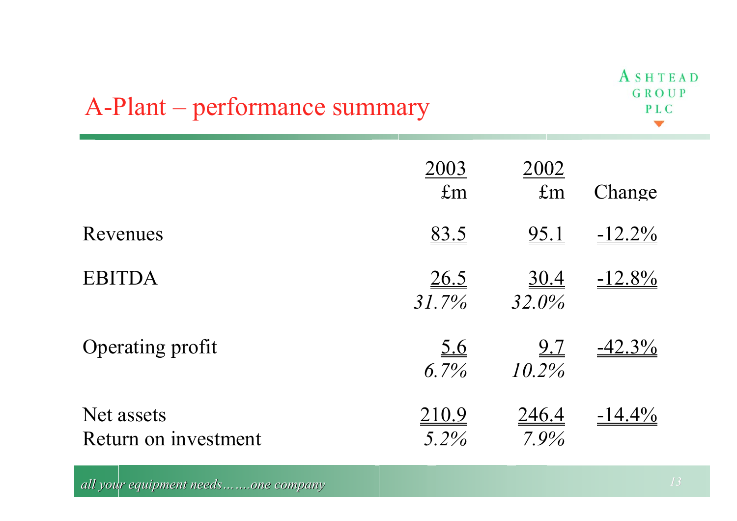# A-Plant – performance summary

| | 2003 £m | 2002 £m | Change |
|---|---|---|---|
| Revenues | 83.5 | 95.1 | -12.2% |
| EBITDA | 26.5 | 30.4 | -12.8% |
| | *31.7%* | *32.0%* | |
| Operating profit | 5.6 | 9.7 | -42.3% |
| | *6.7%* | *10.2%* | |
| Net assets | 210.9 | 246.4 | -14.4% |
| Return on investment | *5.2%* | *7.9%* | |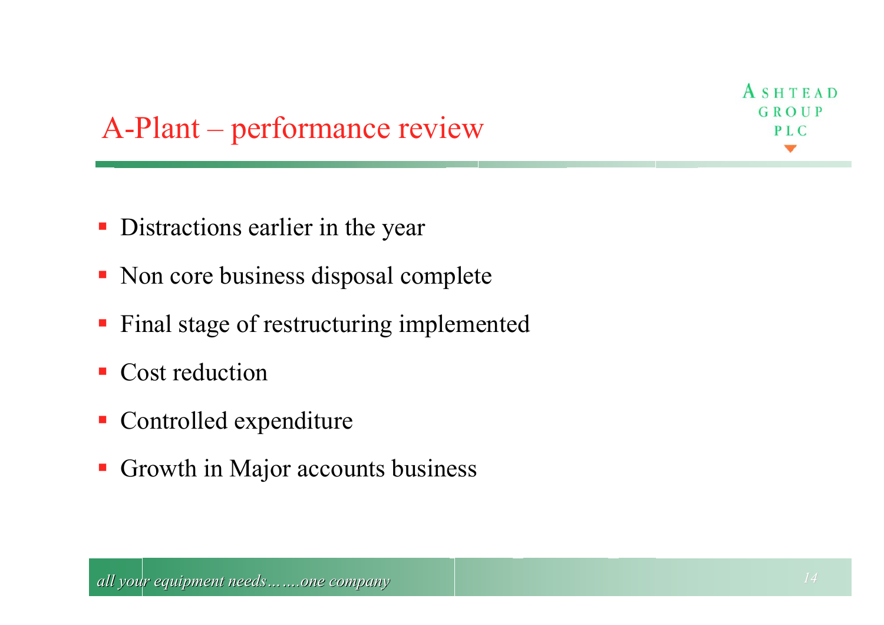# A-Plant – performance review

- Distractions earlier in the year
- Non core business disposal complete
- Final stage of restructuring implemented
- Cost reduction
- Controlled expenditure
- Growth in Major accounts business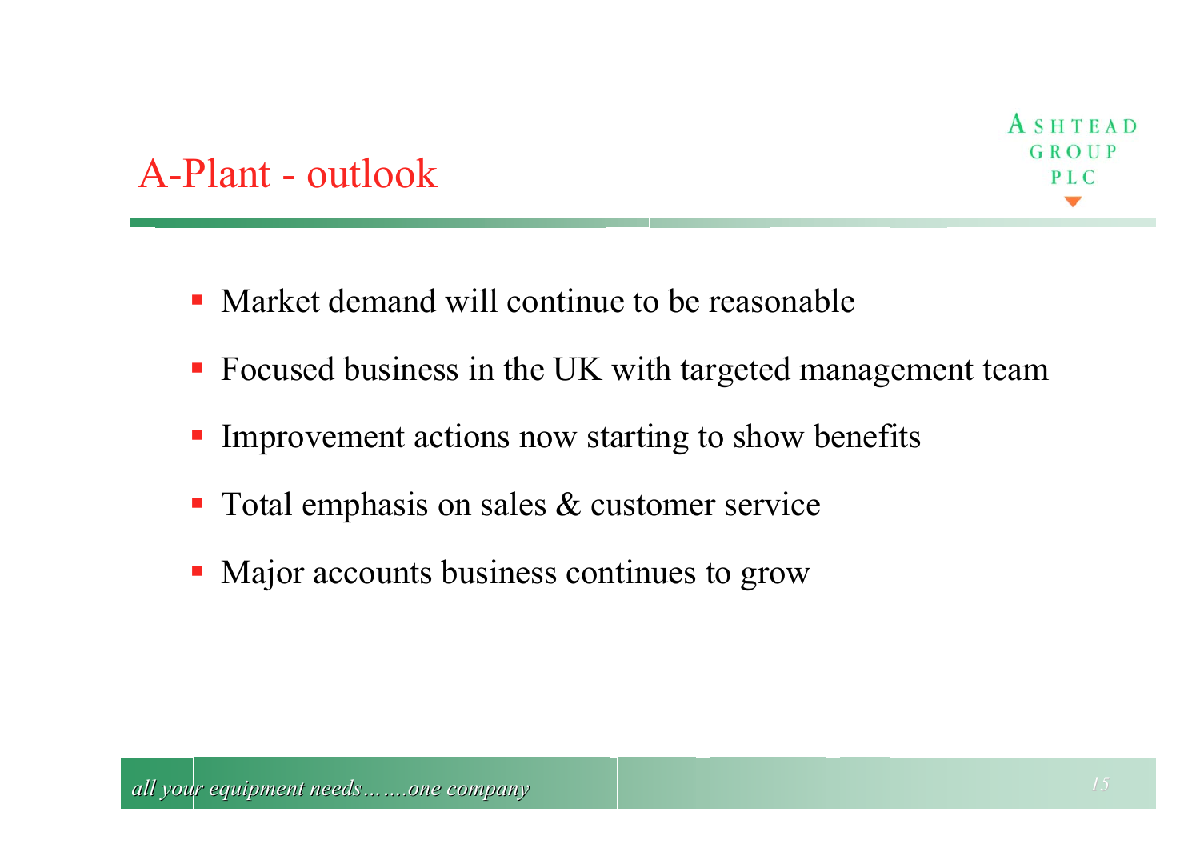# A-Plant - outlook

- Market demand will continue to be reasonable
- Focused business in the UK with targeted management team
- Improvement actions now starting to show benefits
- Total emphasis on sales & customer service
- Major accounts business continues to grow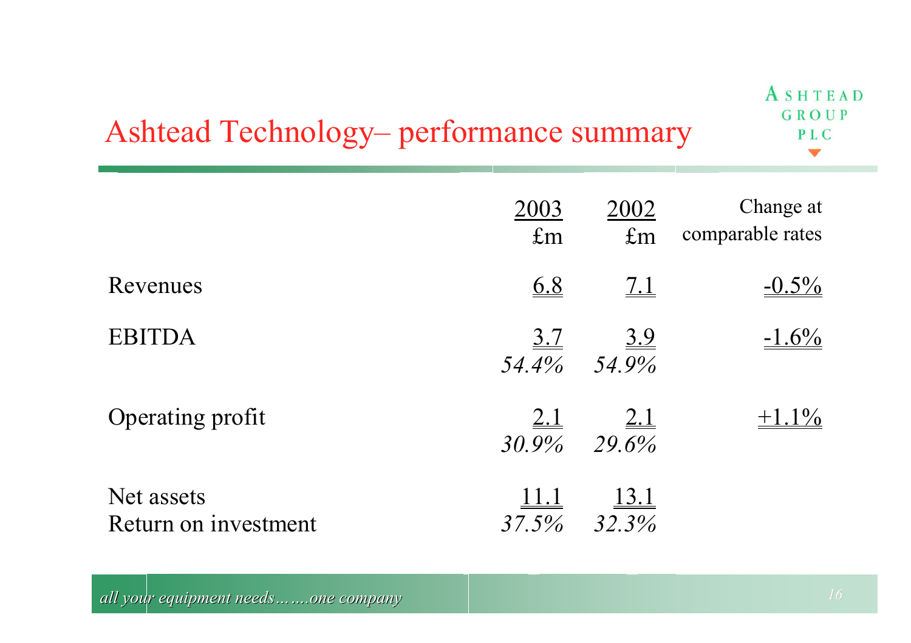# Ashtead Technology– performance summary

| | 2003 £m | 2002 £m | Change at comparable rates |
|---|---|---|---|
| Revenues | 6.8 | 7.1 | -0.5% |
| EBITDA | 3.7 | 3.9 | -1.6% |
| | *54.4%* | *54.9%* | |
| Operating profit | 2.1 | 2.1 | +1.1% |
| | *30.9%* | *29.6%* | |
| Net assets | 11.1 | 13.1 | |
| Return on investment | *37.5%* | *32.3%* | |

*all your equipment needs…….one company*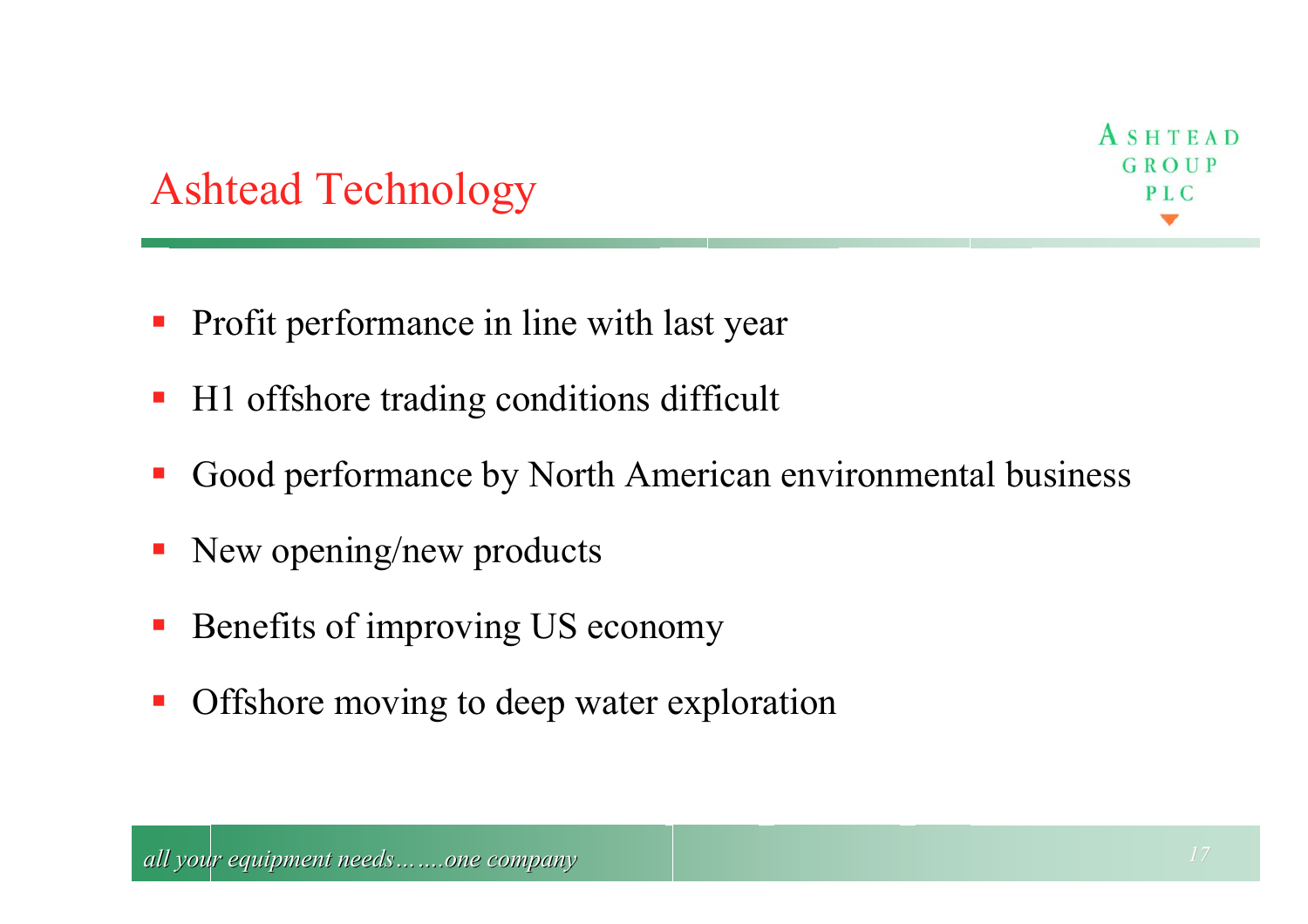# Ashtead Technology

- Profit performance in line with last year
- H1 offshore trading conditions difficult
- Good performance by North American environmental business
- New opening/new products
- Benefits of improving US economy
- Offshore moving to deep water exploration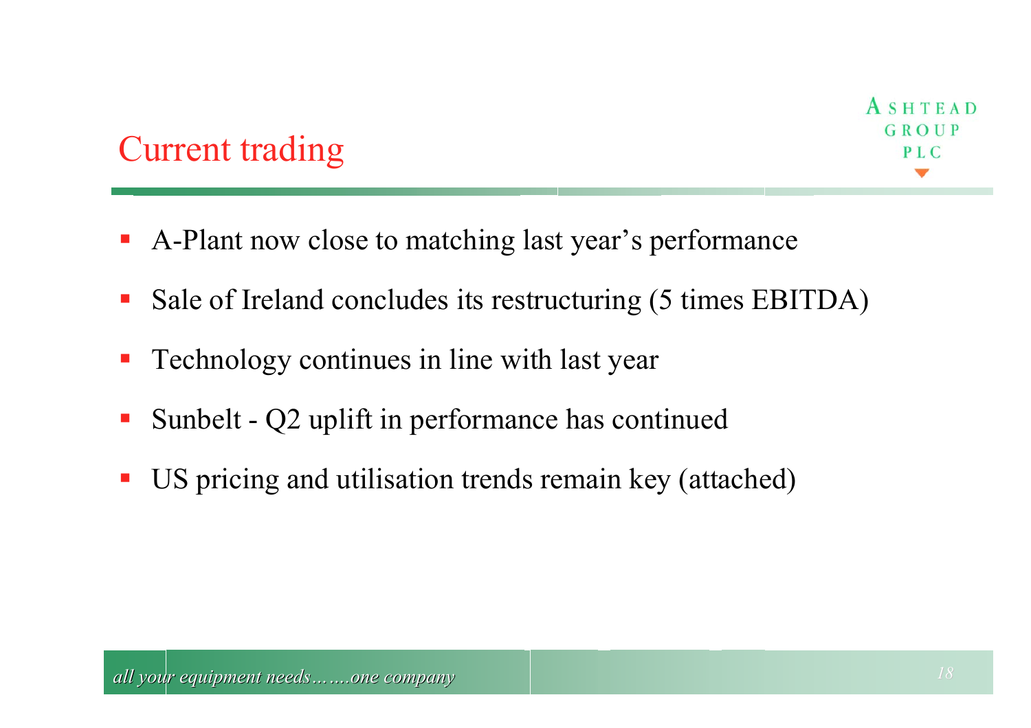# Current trading

- A-Plant now close to matching last year's performance
- Sale of Ireland concludes its restructuring (5 times EBITDA)
- Technology continues in line with last year
- Sunbelt - Q2 uplift in performance has continued
- US pricing and utilisation trends remain key (attached)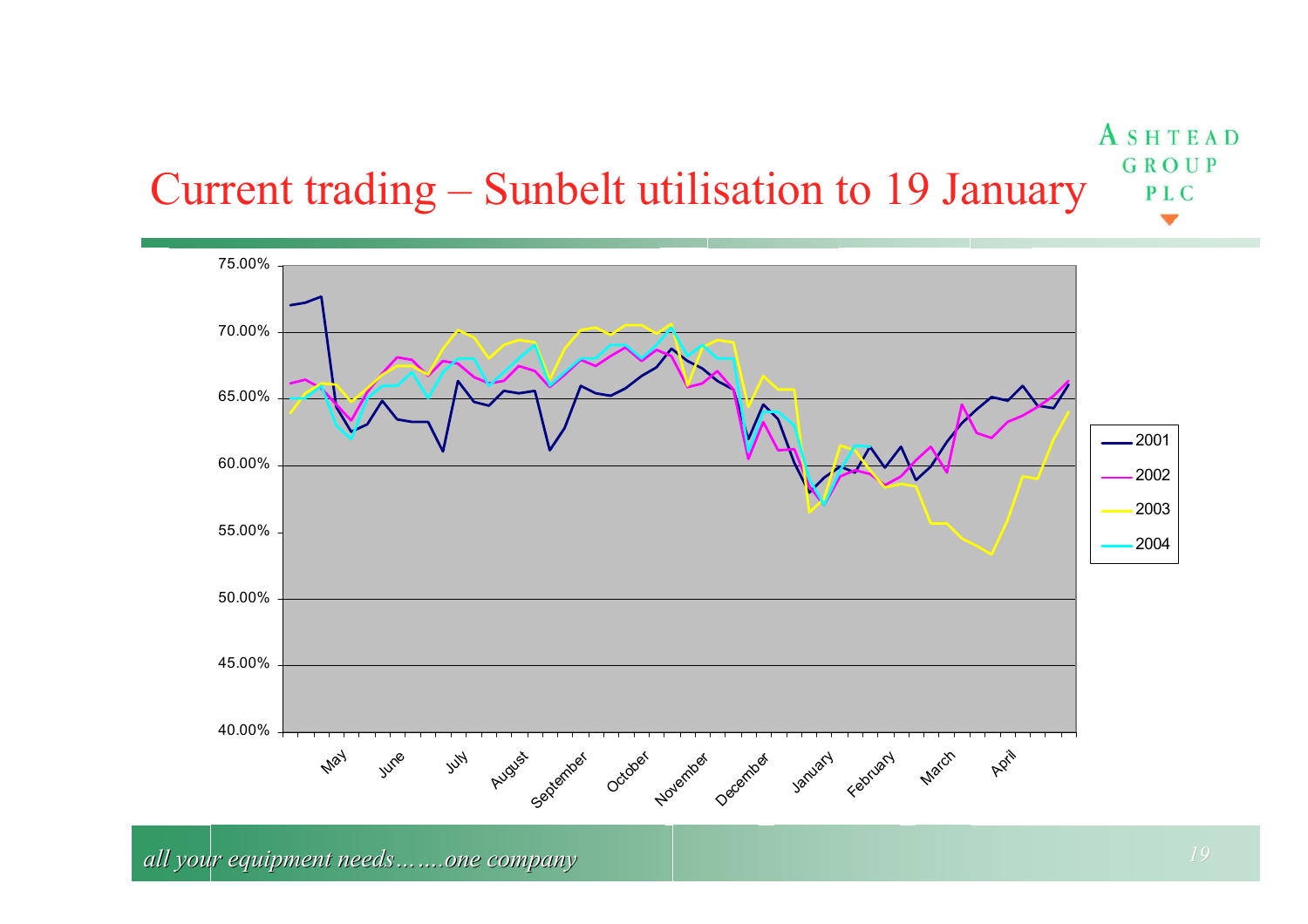# Current trading – Sunbelt utilisation to 19 January

75.00%
70.00%
65.00%
60.00%
55.00%
50.00%
45.00%
40.00%

May
June
July
August
September
October
November
December
January
February
March
April

2001
2002
2003
2004

*all your equipment needs…….one company*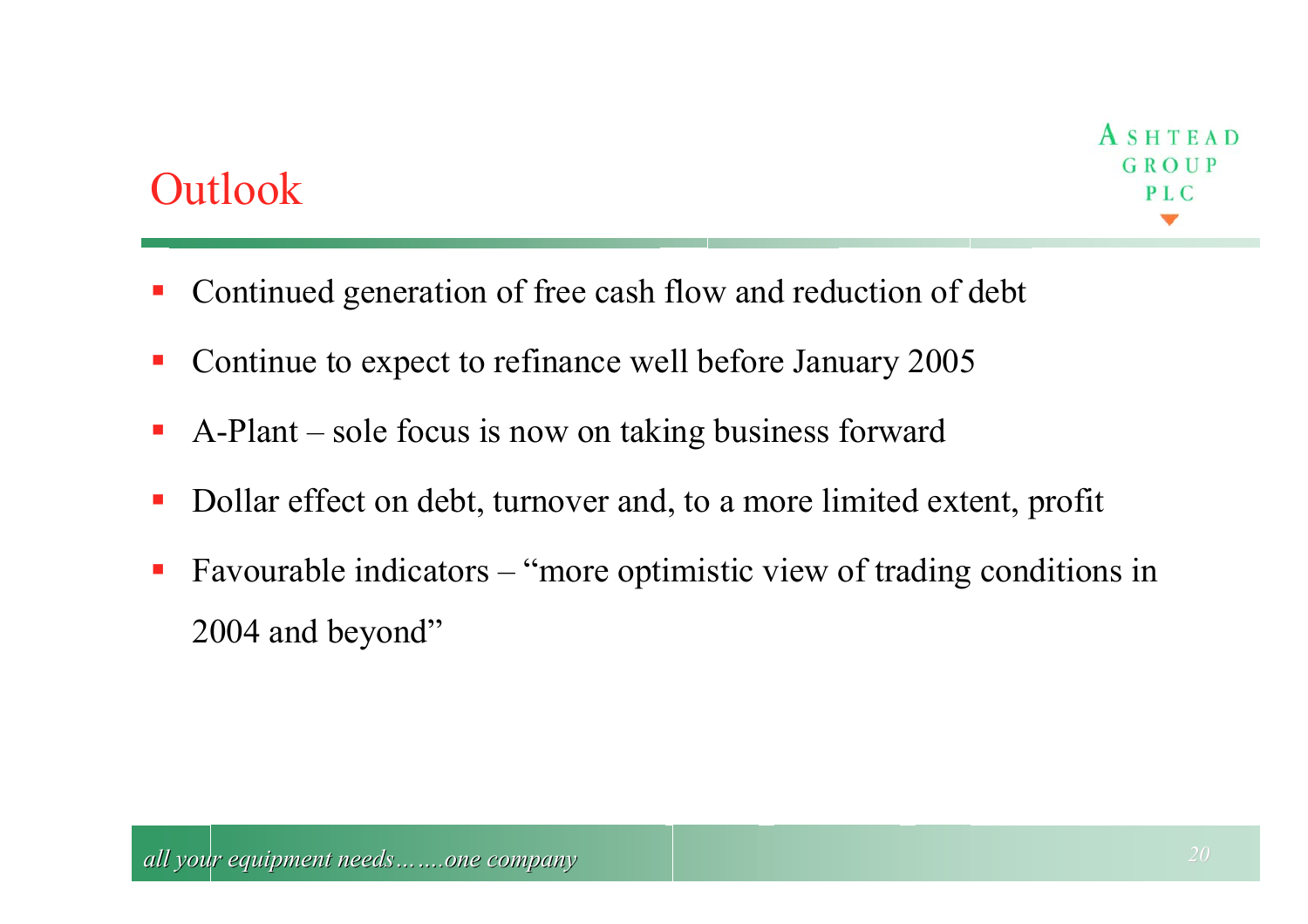# Outlook

- Continued generation of free cash flow and reduction of debt
- Continue to expect to refinance well before January 2005
- A-Plant – sole focus is now on taking business forward
- Dollar effect on debt, turnover and, to a more limited extent, profit
- Favourable indicators – "more optimistic view of trading conditions in 2004 and beyond"